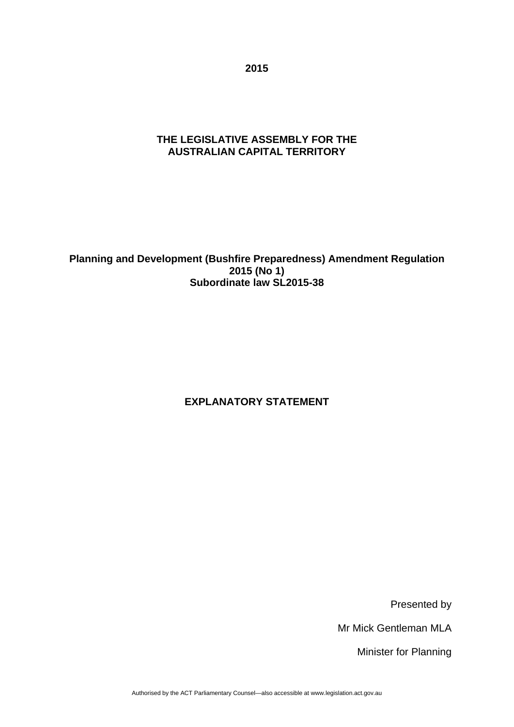**2015**

**THE LEGISLATIVE ASSEMBLY FOR THE AUSTRALIAN CAPITAL TERRITORY**

**Planning and Development (Bushfire Preparedness) Amendment Regulation 2015 (No 1)**
**Subordinate law SL2015-38**

**EXPLANATORY STATEMENT**

Presented by

Mr Mick Gentleman MLA

Minister for Planning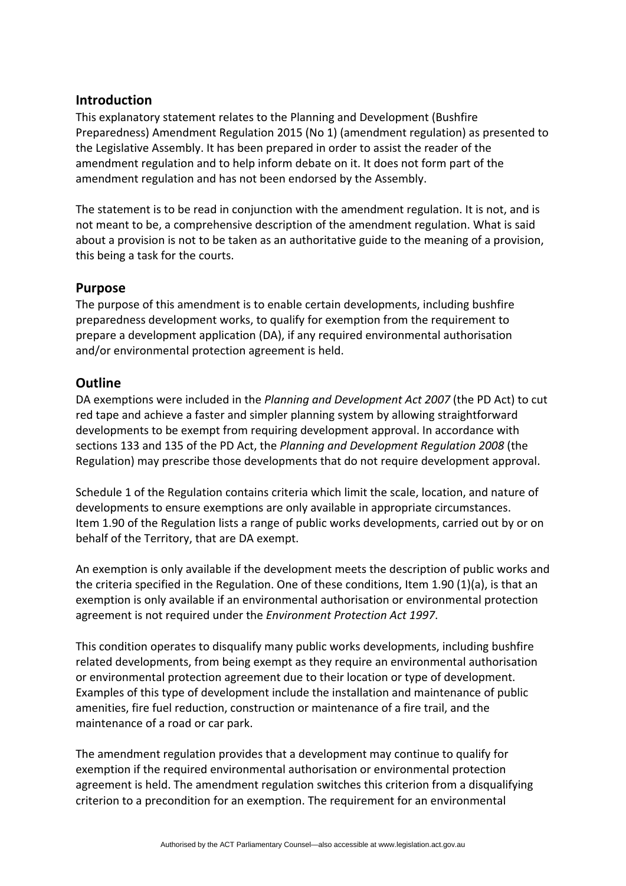## Introduction

This explanatory statement relates to the Planning and Development (Bushfire Preparedness) Amendment Regulation 2015 (No 1) (amendment regulation) as presented to the Legislative Assembly. It has been prepared in order to assist the reader of the amendment regulation and to help inform debate on it. It does not form part of the amendment regulation and has not been endorsed by the Assembly.

The statement is to be read in conjunction with the amendment regulation. It is not, and is not meant to be, a comprehensive description of the amendment regulation. What is said about a provision is not to be taken as an authoritative guide to the meaning of a provision, this being a task for the courts.

## Purpose

The purpose of this amendment is to enable certain developments, including bushfire preparedness development works, to qualify for exemption from the requirement to prepare a development application (DA), if any required environmental authorisation and/or environmental protection agreement is held.

## Outline

DA exemptions were included in the *Planning and Development Act 2007* (the PD Act) to cut red tape and achieve a faster and simpler planning system by allowing straightforward developments to be exempt from requiring development approval. In accordance with sections 133 and 135 of the PD Act, the *Planning and Development Regulation 2008* (the Regulation) may prescribe those developments that do not require development approval.

Schedule 1 of the Regulation contains criteria which limit the scale, location, and nature of developments to ensure exemptions are only available in appropriate circumstances. Item 1.90 of the Regulation lists a range of public works developments, carried out by or on behalf of the Territory, that are DA exempt.

An exemption is only available if the development meets the description of public works and the criteria specified in the Regulation. One of these conditions, Item 1.90 (1)(a), is that an exemption is only available if an environmental authorisation or environmental protection agreement is not required under the *Environment Protection Act 1997*.

This condition operates to disqualify many public works developments, including bushfire related developments, from being exempt as they require an environmental authorisation or environmental protection agreement due to their location or type of development. Examples of this type of development include the installation and maintenance of public amenities, fire fuel reduction, construction or maintenance of a fire trail, and the maintenance of a road or car park.

The amendment regulation provides that a development may continue to qualify for exemption if the required environmental authorisation or environmental protection agreement is held. The amendment regulation switches this criterion from a disqualifying criterion to a precondition for an exemption. The requirement for an environmental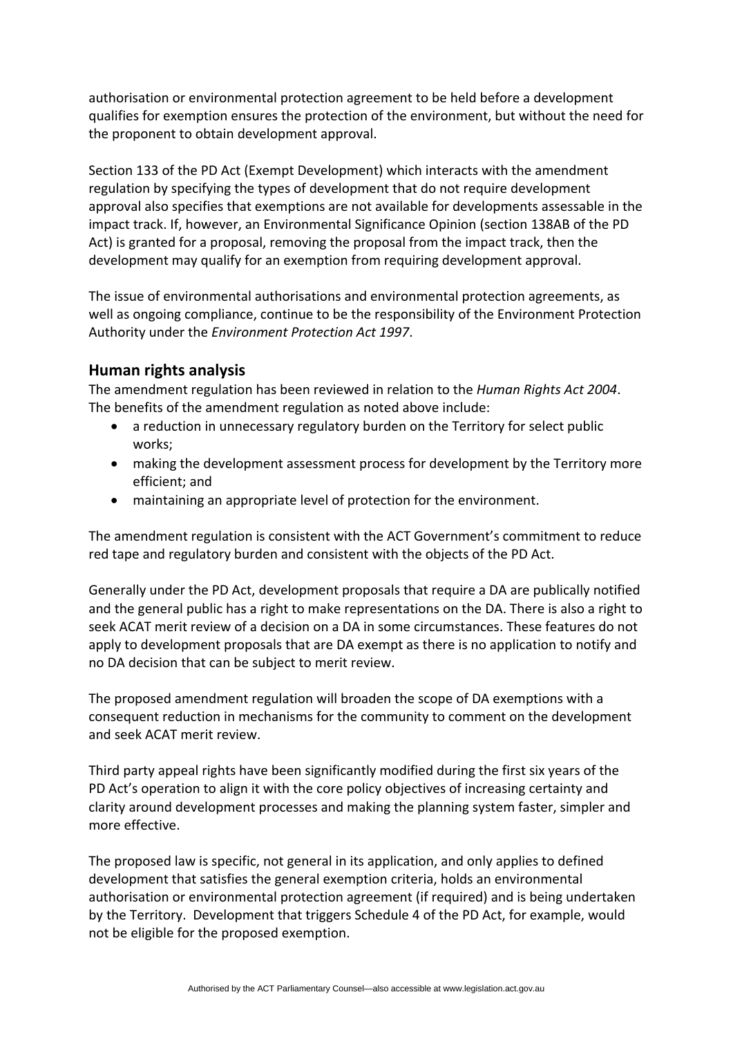authorisation or environmental protection agreement to be held before a development qualifies for exemption ensures the protection of the environment, but without the need for the proponent to obtain development approval.

Section 133 of the PD Act (Exempt Development) which interacts with the amendment regulation by specifying the types of development that do not require development approval also specifies that exemptions are not available for developments assessable in the impact track. If, however, an Environmental Significance Opinion (section 138AB of the PD Act) is granted for a proposal, removing the proposal from the impact track, then the development may qualify for an exemption from requiring development approval.

The issue of environmental authorisations and environmental protection agreements, as well as ongoing compliance, continue to be the responsibility of the Environment Protection Authority under the *Environment Protection Act 1997*.

## Human rights analysis

The amendment regulation has been reviewed in relation to the *Human Rights Act 2004*. The benefits of the amendment regulation as noted above include:

- a reduction in unnecessary regulatory burden on the Territory for select public works;
- making the development assessment process for development by the Territory more efficient; and
- maintaining an appropriate level of protection for the environment.

The amendment regulation is consistent with the ACT Government's commitment to reduce red tape and regulatory burden and consistent with the objects of the PD Act.

Generally under the PD Act, development proposals that require a DA are publically notified and the general public has a right to make representations on the DA. There is also a right to seek ACAT merit review of a decision on a DA in some circumstances. These features do not apply to development proposals that are DA exempt as there is no application to notify and no DA decision that can be subject to merit review.

The proposed amendment regulation will broaden the scope of DA exemptions with a consequent reduction in mechanisms for the community to comment on the development and seek ACAT merit review.

Third party appeal rights have been significantly modified during the first six years of the PD Act's operation to align it with the core policy objectives of increasing certainty and clarity around development processes and making the planning system faster, simpler and more effective.

The proposed law is specific, not general in its application, and only applies to defined development that satisfies the general exemption criteria, holds an environmental authorisation or environmental protection agreement (if required) and is being undertaken by the Territory. Development that triggers Schedule 4 of the PD Act, for example, would not be eligible for the proposed exemption.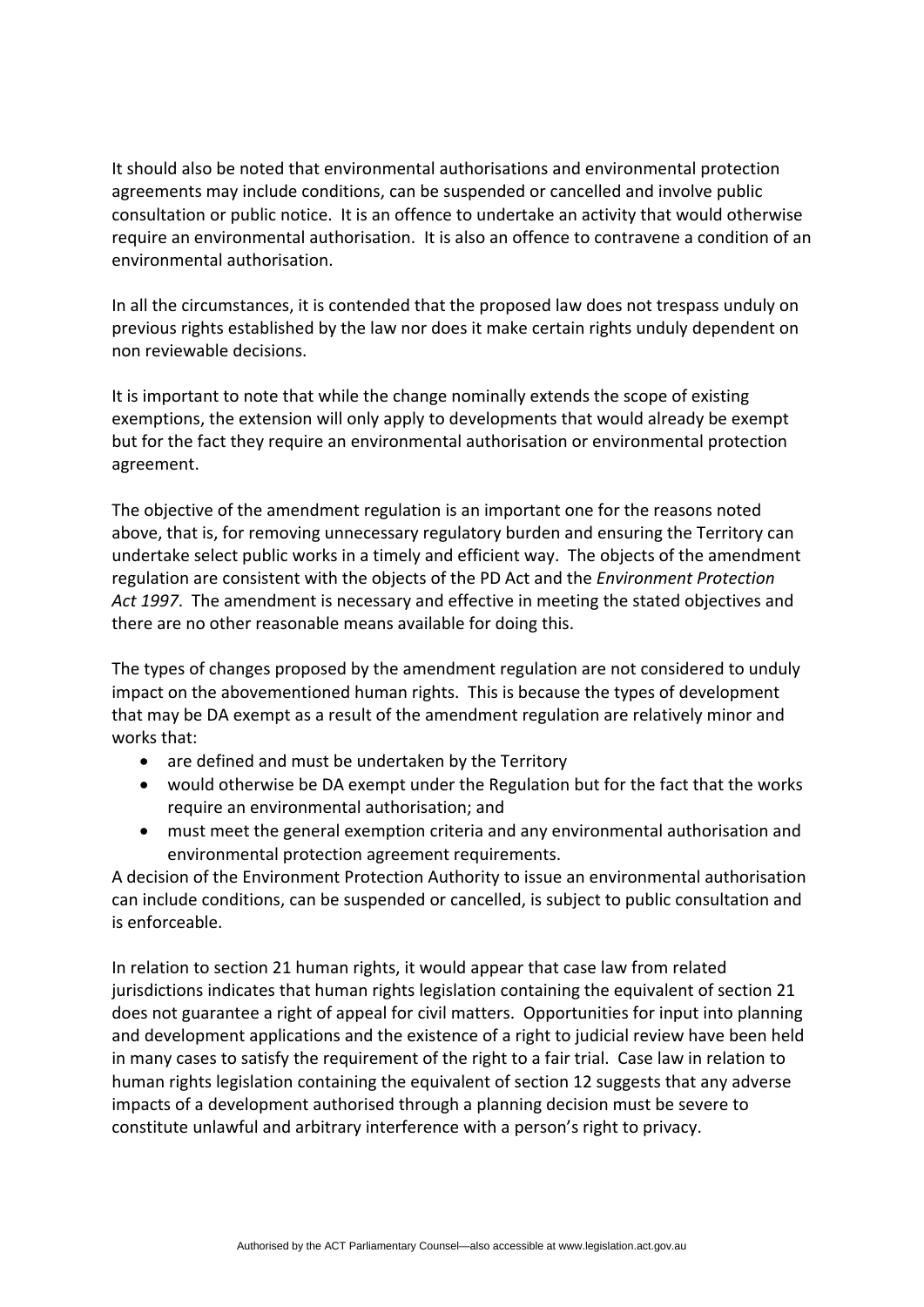It should also be noted that environmental authorisations and environmental protection agreements may include conditions, can be suspended or cancelled and involve public consultation or public notice. It is an offence to undertake an activity that would otherwise require an environmental authorisation. It is also an offence to contravene a condition of an environmental authorisation.

In all the circumstances, it is contended that the proposed law does not trespass unduly on previous rights established by the law nor does it make certain rights unduly dependent on non reviewable decisions.

It is important to note that while the change nominally extends the scope of existing exemptions, the extension will only apply to developments that would already be exempt but for the fact they require an environmental authorisation or environmental protection agreement.

The objective of the amendment regulation is an important one for the reasons noted above, that is, for removing unnecessary regulatory burden and ensuring the Territory can undertake select public works in a timely and efficient way. The objects of the amendment regulation are consistent with the objects of the PD Act and the *Environment Protection Act 1997*. The amendment is necessary and effective in meeting the stated objectives and there are no other reasonable means available for doing this.

The types of changes proposed by the amendment regulation are not considered to unduly impact on the abovementioned human rights. This is because the types of development that may be DA exempt as a result of the amendment regulation are relatively minor and works that:

- are defined and must be undertaken by the Territory
- would otherwise be DA exempt under the Regulation but for the fact that the works require an environmental authorisation; and
- must meet the general exemption criteria and any environmental authorisation and environmental protection agreement requirements.

A decision of the Environment Protection Authority to issue an environmental authorisation can include conditions, can be suspended or cancelled, is subject to public consultation and is enforceable.

In relation to section 21 human rights, it would appear that case law from related jurisdictions indicates that human rights legislation containing the equivalent of section 21 does not guarantee a right of appeal for civil matters. Opportunities for input into planning and development applications and the existence of a right to judicial review have been held in many cases to satisfy the requirement of the right to a fair trial. Case law in relation to human rights legislation containing the equivalent of section 12 suggests that any adverse impacts of a development authorised through a planning decision must be severe to constitute unlawful and arbitrary interference with a person's right to privacy.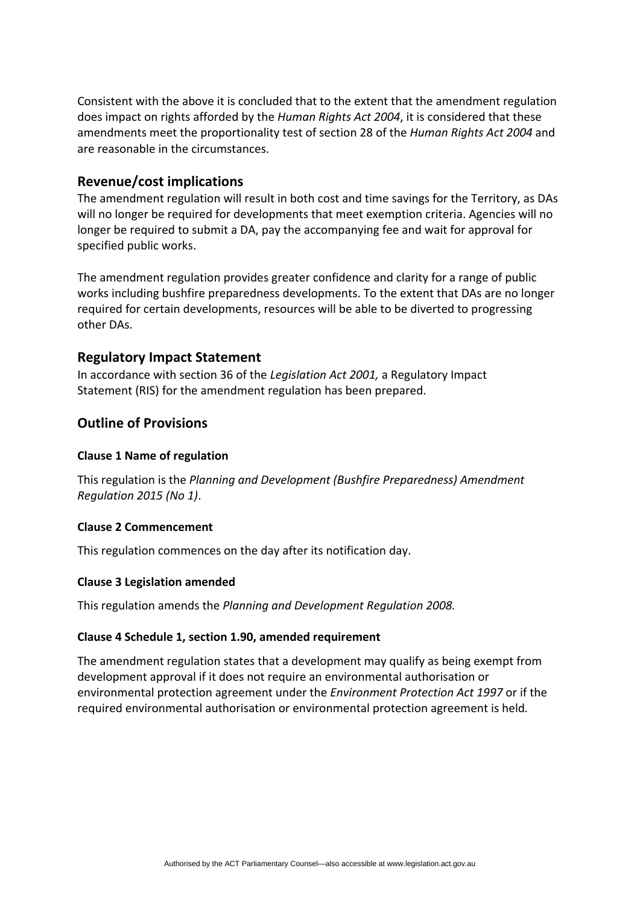Consistent with the above it is concluded that to the extent that the amendment regulation does impact on rights afforded by the *Human Rights Act 2004*, it is considered that these amendments meet the proportionality test of section 28 of the *Human Rights Act 2004* and are reasonable in the circumstances.

## Revenue/cost implications

The amendment regulation will result in both cost and time savings for the Territory, as DAs will no longer be required for developments that meet exemption criteria. Agencies will no longer be required to submit a DA, pay the accompanying fee and wait for approval for specified public works.

The amendment regulation provides greater confidence and clarity for a range of public works including bushfire preparedness developments. To the extent that DAs are no longer required for certain developments, resources will be able to be diverted to progressing other DAs.

## Regulatory Impact Statement

In accordance with section 36 of the *Legislation Act 2001,* a Regulatory Impact Statement (RIS) for the amendment regulation has been prepared.

## Outline of Provisions

#### Clause 1 Name of regulation

This regulation is the *Planning and Development (Bushfire Preparedness) Amendment Regulation 2015 (No 1)*.

#### Clause 2 Commencement

This regulation commences on the day after its notification day.

#### Clause 3 Legislation amended

This regulation amends the *Planning and Development Regulation 2008.*

#### Clause 4 Schedule 1, section 1.90, amended requirement

The amendment regulation states that a development may qualify as being exempt from development approval if it does not require an environmental authorisation or environmental protection agreement under the *Environment Protection Act 1997* or if the required environmental authorisation or environmental protection agreement is held*.*